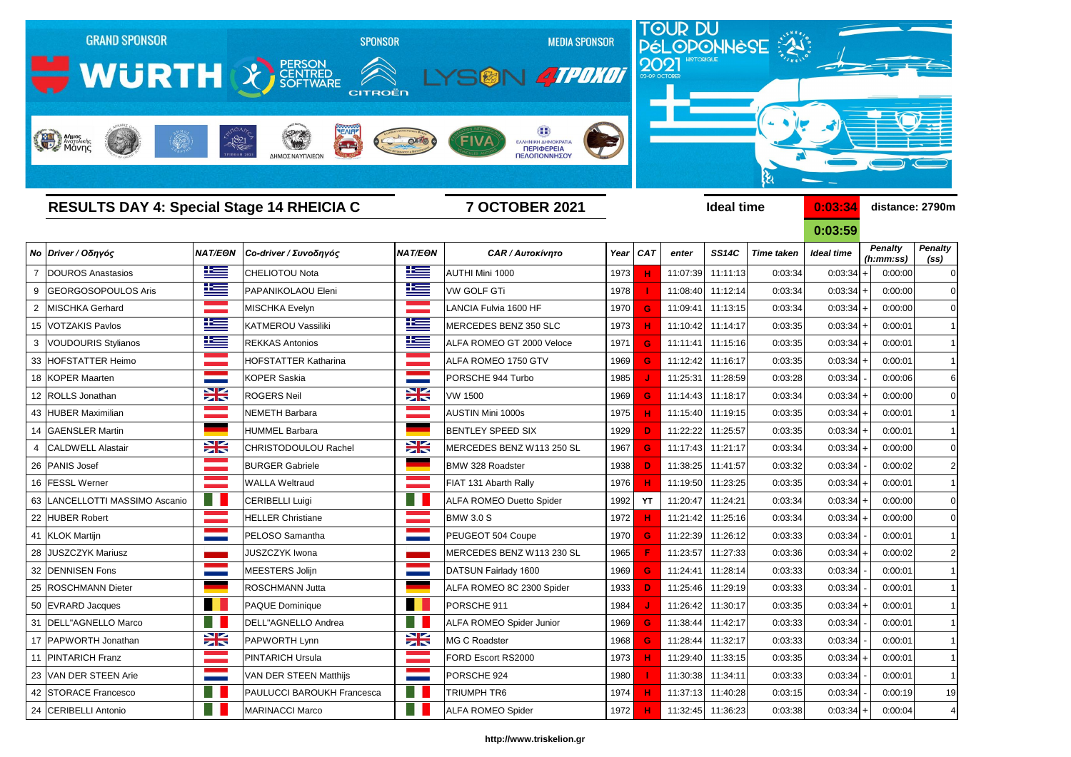GRAND SPONSOR WÜRTH — SPONSOR PERSON CENTRED SOFTWARE, CITROËN — MEDIA SPONSOR LYSON 4TPOXOI

TOUR DU PÉLOPONNÈSE HISTORIQUE 2021 03-09 OCTOBER

## RESULTS DAY 4: Special Stage 14 RHEICIA C

**7 OCTOBER 2021**

Ideal time **0:03:34** distance: 2790m

**0:03:59**

| No | Driver / Οδηγός | NAT/ΕΘΝ | Co-driver / Συνοδηγός | NAT/ΕΘΝ | CAR / Αυτοκίνητο | Year | CAT | enter | SS14C | Time taken | Ideal time | | Penalty (h:mm:ss) | Penalty (ss) |
|---|---|---|---|---|---|---|---|---|---|---|---|---|---|---|
| 7 | DOUROS Anastasios | | CHELIOTOU Nota | | AUTHI Mini 1000 | 1973 | H | 11:07:39 | 11:11:13 | 0:03:34 | 0:03:34 | + | 0:00:00 | 0 |
| 9 | GEORGOSOPOULOS Aris | | PAPANIKOLAOU Eleni | | VW GOLF GTi | 1978 | I | 11:08:40 | 11:12:14 | 0:03:34 | 0:03:34 | + | 0:00:00 | 0 |
| 2 | MISCHKA Gerhard | | MISCHKA Evelyn | | LANCIA Fulvia 1600 HF | 1970 | G | 11:09:41 | 11:13:15 | 0:03:34 | 0:03:34 | + | 0:00:00 | 0 |
| 15 | VOTZAKIS Pavlos | | KATMEROU Vassiliki | | MERCEDES BENZ 350 SLC | 1973 | H | 11:10:42 | 11:14:17 | 0:03:35 | 0:03:34 | + | 0:00:01 | 1 |
| 3 | VOUDOURIS Stylianos | | REKKAS Antonios | | ALFA ROMEO GT 2000 Veloce | 1971 | G | 11:11:41 | 11:15:16 | 0:03:35 | 0:03:34 | + | 0:00:01 | 1 |
| 33 | HOFSTATTER Heimo | | HOFSTATTER Katharina | | ALFA ROMEO 1750 GTV | 1969 | G | 11:12:42 | 11:16:17 | 0:03:35 | 0:03:34 | + | 0:00:01 | 1 |
| 18 | KOPER Maarten | | KOPER Saskia | | PORSCHE 944 Turbo | 1985 | J | 11:25:31 | 11:28:59 | 0:03:28 | 0:03:34 | - | 0:00:06 | 6 |
| 12 | ROLLS Jonathan | | ROGERS Neil | | VW 1500 | 1969 | G | 11:14:43 | 11:18:17 | 0:03:34 | 0:03:34 | + | 0:00:00 | 0 |
| 43 | HUBER Maximilian | | NEMETH Barbara | | AUSTIN Mini 1000s | 1975 | H | 11:15:40 | 11:19:15 | 0:03:35 | 0:03:34 | + | 0:00:01 | 1 |
| 14 | GAENSLER Martin | | HUMMEL Barbara | | BENTLEY SPEED SIX | 1929 | D | 11:22:22 | 11:25:57 | 0:03:35 | 0:03:34 | + | 0:00:01 | 1 |
| 4 | CALDWELL Alastair | | CHRISTODOULOU Rachel | | MERCEDES BENZ W113 250 SL | 1967 | G | 11:17:43 | 11:21:17 | 0:03:34 | 0:03:34 | + | 0:00:00 | 0 |
| 26 | PANIS Josef | | BURGER Gabriele | | BMW 328 Roadster | 1938 | D | 11:38:25 | 11:41:57 | 0:03:32 | 0:03:34 | - | 0:00:02 | 2 |
| 16 | FESSL Werner | | WALLA Weltraud | | FIAT 131 Abarth Rally | 1976 | H | 11:19:50 | 11:23:25 | 0:03:35 | 0:03:34 | + | 0:00:01 | 1 |
| 63 | LANCELLOTTI MASSIMO Ascanio | | CERIBELLI Luigi | | ALFA ROMEO Duetto Spider | 1992 | YT | 11:20:47 | 11:24:21 | 0:03:34 | 0:03:34 | + | 0:00:00 | 0 |
| 22 | HUBER Robert | | HELLER Christiane | | BMW 3.0 S | 1972 | H | 11:21:42 | 11:25:16 | 0:03:34 | 0:03:34 | + | 0:00:00 | 0 |
| 41 | KLOK Martijn | | PELOSO Samantha | | PEUGEOT 504 Coupe | 1970 | G | 11:22:39 | 11:26:12 | 0:03:33 | 0:03:34 | - | 0:00:01 | 1 |
| 28 | JUSZCZYK Mariusz | | JUSZCZYK Iwona | | MERCEDES BENZ W113 230 SL | 1965 | F | 11:23:57 | 11:27:33 | 0:03:36 | 0:03:34 | + | 0:00:02 | 2 |
| 32 | DENNISEN Fons | | MEESTERS Jolijn | | DATSUN Fairlady 1600 | 1969 | G | 11:24:41 | 11:28:14 | 0:03:33 | 0:03:34 | - | 0:00:01 | 1 |
| 25 | ROSCHMANN Dieter | | ROSCHMANN Jutta | | ALFA ROMEO 8C 2300 Spider | 1933 | D | 11:25:46 | 11:29:19 | 0:03:33 | 0:03:34 | - | 0:00:01 | 1 |
| 50 | EVRARD Jacques | | PAQUE Dominique | | PORSCHE 911 | 1984 | J | 11:26:42 | 11:30:17 | 0:03:35 | 0:03:34 | + | 0:00:01 | 1 |
| 31 | DELL"AGNELLO Marco | | DELL"AGNELLO Andrea | | ALFA ROMEO Spider Junior | 1969 | G | 11:38:44 | 11:42:17 | 0:03:33 | 0:03:34 | - | 0:00:01 | 1 |
| 17 | PAPWORTH Jonathan | | PAPWORTH Lynn | | MG C Roadster | 1968 | G | 11:28:44 | 11:32:17 | 0:03:33 | 0:03:34 | - | 0:00:01 | 1 |
| 11 | PINTARICH Franz | | PINTARICH Ursula | | FORD Escort RS2000 | 1973 | H | 11:29:40 | 11:33:15 | 0:03:35 | 0:03:34 | + | 0:00:01 | 1 |
| 23 | VAN DER STEEN Arie | | VAN DER STEEN Matthijs | | PORSCHE 924 | 1980 | I | 11:30:38 | 11:34:11 | 0:03:33 | 0:03:34 | - | 0:00:01 | 1 |
| 42 | STORACE Francesco | | PAULUCCI BAROUKH Francesca | | TRIUMPH TR6 | 1974 | H | 11:37:13 | 11:40:28 | 0:03:15 | 0:03:34 | - | 0:00:19 | 19 |
| 24 | CERIBELLI Antonio | | MARINACCI Marco | | ALFA ROMEO Spider | 1972 | H | 11:32:45 | 11:36:23 | 0:03:38 | 0:03:34 | + | 0:00:04 | 4 |

http://www.triskelion.gr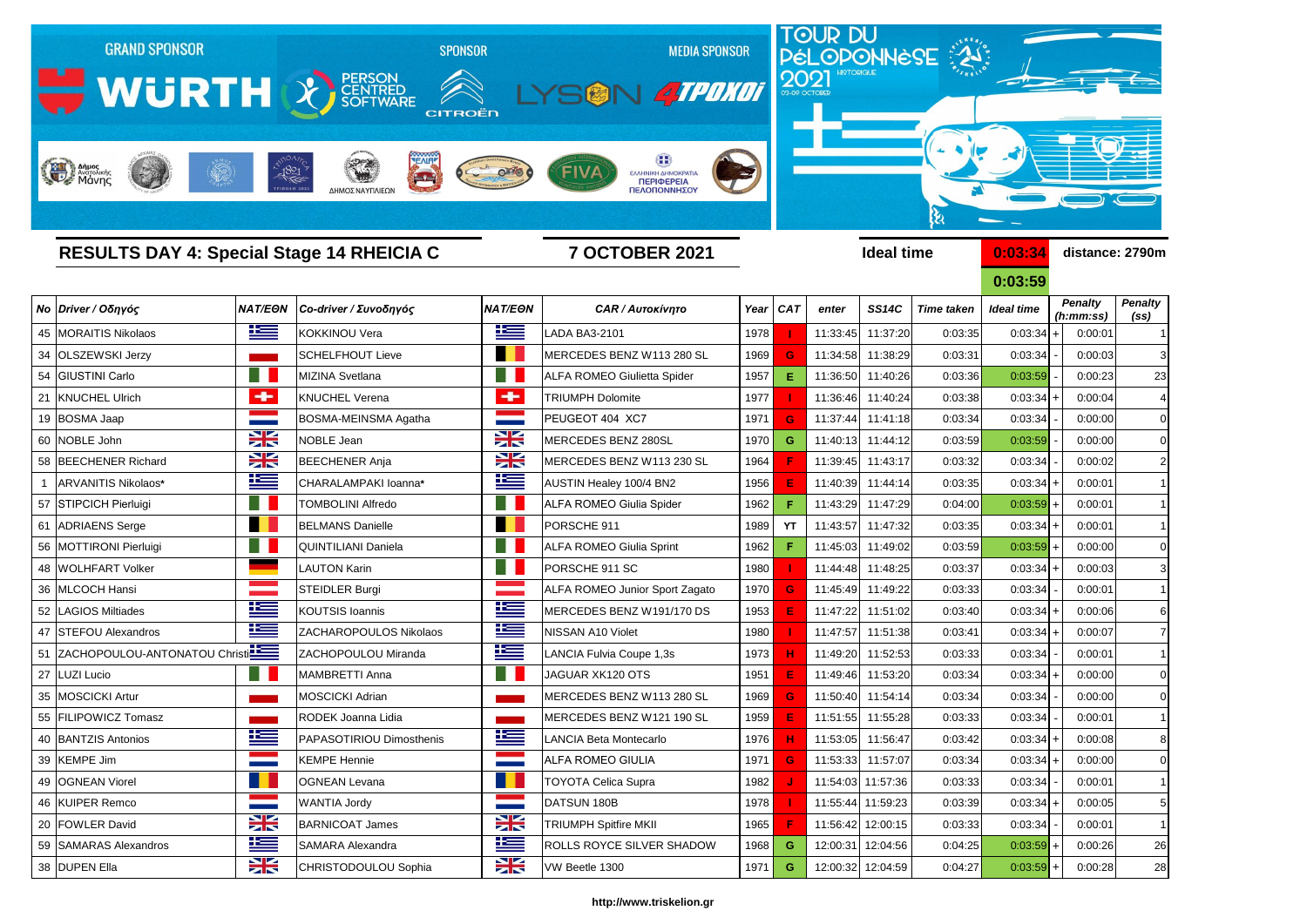GRAND SPONSOR WÜRTH — SPONSOR PERSON CENTRED SOFTWARE, CITROËN — MEDIA SPONSOR LYSON, 4TPOXOI

TOUR DU PÉLOPONNÈSE 2021 HISTORIQUE 03-09 OCTOBER

## RESULTS DAY 4: Special Stage 14 RHEICIA C

**7 OCTOBER 2021**

**Ideal time** 0:03:34 / 0:03:59 **distance: 2790m**

| No | Driver / Οδηγός | NAT/ΕΘΝ | Co-driver / Συνοδηγός | NAT/ΕΘΝ | CAR / Αυτοκίνητο | Year | CAT | enter | SS14C | Time taken | Ideal time | | Penalty (h:mm:ss) | Penalty (ss) |
|---|---|---|---|---|---|---|---|---|---|---|---|---|---|---|
| 45 | MORAITIS Nikolaos | | KOKKINOU Vera | | LADA BA3-2101 | 1978 | I | 11:33:45 | 11:37:20 | 0:03:35 | 0:03:34 | + | 0:00:01 | 1 |
| 34 | OLSZEWSKI Jerzy | | SCHELFHOUT Lieve | | MERCEDES BENZ W113 280 SL | 1969 | G | 11:34:58 | 11:38:29 | 0:03:31 | 0:03:34 | - | 0:00:03 | 3 |
| 54 | GIUSTINI Carlo | | MIZINA Svetlana | | ALFA ROMEO Giulietta Spider | 1957 | E | 11:36:50 | 11:40:26 | 0:03:36 | 0:03:59 | - | 0:00:23 | 23 |
| 21 | KNUCHEL Ulrich | | KNUCHEL Verena | | TRIUMPH Dolomite | 1977 | I | 11:36:46 | 11:40:24 | 0:03:38 | 0:03:34 | + | 0:00:04 | 4 |
| 19 | BOSMA Jaap | | BOSMA-MEINSMA Agatha | | PEUGEOT 404 XC7 | 1971 | G | 11:37:44 | 11:41:18 | 0:03:34 | 0:03:34 | - | 0:00:00 | 0 |
| 60 | NOBLE John | | NOBLE Jean | | MERCEDES BENZ 280SL | 1970 | G | 11:40:13 | 11:44:12 | 0:03:59 | 0:03:59 | - | 0:00:00 | 0 |
| 58 | BEECHENER Richard | | BEECHENER Anja | | MERCEDES BENZ W113 230 SL | 1964 | F | 11:39:45 | 11:43:17 | 0:03:32 | 0:03:34 | - | 0:00:02 | 2 |
| 1 | ARVANITIS Nikolaos* | | CHARALAMPAKI Ioanna* | | AUSTIN Healey 100/4 BN2 | 1956 | E | 11:40:39 | 11:44:14 | 0:03:35 | 0:03:34 | + | 0:00:01 | 1 |
| 57 | STIPCICH Pierluigi | | TOMBOLINI Alfredo | | ALFA ROMEO Giulia Spider | 1962 | F | 11:43:29 | 11:47:29 | 0:04:00 | 0:03:59 | + | 0:00:01 | 1 |
| 61 | ADRIAENS Serge | | BELMANS Danielle | | PORSCHE 911 | 1989 | YT | 11:43:57 | 11:47:32 | 0:03:35 | 0:03:34 | + | 0:00:01 | 1 |
| 56 | MOTTIRONI Pierluigi | | QUINTILIANI Daniela | | ALFA ROMEO Giulia Sprint | 1962 | F | 11:45:03 | 11:49:02 | 0:03:59 | 0:03:59 | + | 0:00:00 | 0 |
| 48 | WOLHFART Volker | | LAUTON Karin | | PORSCHE 911 SC | 1980 | I | 11:44:48 | 11:48:25 | 0:03:37 | 0:03:34 | + | 0:00:03 | 3 |
| 36 | MLCOCH Hansi | | STEIDLER Burgi | | ALFA ROMEO Junior Sport Zagato | 1970 | G | 11:45:49 | 11:49:22 | 0:03:33 | 0:03:34 | - | 0:00:01 | 1 |
| 52 | LAGIOS Miltiades | | KOUTSIS Ioannis | | MERCEDES BENZ W191/170 DS | 1953 | E | 11:47:22 | 11:51:02 | 0:03:40 | 0:03:34 | + | 0:00:06 | 6 |
| 47 | STEFOU Alexandros | | ZACHAROPOULOS Nikolaos | | NISSAN A10 Violet | 1980 | I | 11:47:57 | 11:51:38 | 0:03:41 | 0:03:34 | + | 0:00:07 | 7 |
| 51 | ZACHOPOULOU-ANTONATOU Christi | | ZACHOPOULOU Miranda | | LANCIA Fulvia Coupe 1,3s | 1973 | H | 11:49:20 | 11:52:53 | 0:03:33 | 0:03:34 | - | 0:00:01 | 1 |
| 27 | LUZI Lucio | | MAMBRETTI Anna | | JAGUAR XK120 OTS | 1951 | E | 11:49:46 | 11:53:20 | 0:03:34 | 0:03:34 | + | 0:00:00 | 0 |
| 35 | MOSCICKI Artur | | MOSCICKI Adrian | | MERCEDES BENZ W113 280 SL | 1969 | G | 11:50:40 | 11:54:14 | 0:03:34 | 0:03:34 | - | 0:00:00 | 0 |
| 55 | FILIPOWICZ Tomasz | | RODEK Joanna Lidia | | MERCEDES BENZ W121 190 SL | 1959 | E | 11:51:55 | 11:55:28 | 0:03:33 | 0:03:34 | - | 0:00:01 | 1 |
| 40 | BANTZIS Antonios | | PAPASOTIRIOU Dimosthenis | | LANCIA Beta Montecarlo | 1976 | H | 11:53:05 | 11:56:47 | 0:03:42 | 0:03:34 | + | 0:00:08 | 8 |
| 39 | KEMPE Jim | | KEMPE Hennie | | ALFA ROMEO GIULIA | 1971 | G | 11:53:33 | 11:57:07 | 0:03:34 | 0:03:34 | + | 0:00:00 | 0 |
| 49 | OGNEAN Viorel | | OGNEAN Levana | | TOYOTA Celica Supra | 1982 | J | 11:54:03 | 11:57:36 | 0:03:33 | 0:03:34 | - | 0:00:01 | 1 |
| 46 | KUIPER Remco | | WANTIA Jordy | | DATSUN 180B | 1978 | I | 11:55:44 | 11:59:23 | 0:03:39 | 0:03:34 | + | 0:00:05 | 5 |
| 20 | FOWLER David | | BARNICOAT James | | TRIUMPH Spitfire MKII | 1965 | F | 11:56:42 | 12:00:15 | 0:03:33 | 0:03:34 | - | 0:00:01 | 1 |
| 59 | SAMARAS Alexandros | | SAMARA Alexandra | | ROLLS ROYCE SILVER SHADOW | 1968 | G | 12:00:31 | 12:04:56 | 0:04:25 | 0:03:59 | + | 0:00:26 | 26 |
| 38 | DUPEN Ella | | CHRISTODOULOU Sophia | | VW Beetle 1300 | 1971 | G | 12:00:32 | 12:04:59 | 0:04:27 | 0:03:59 | + | 0:00:28 | 28 |

http://www.triskelion.gr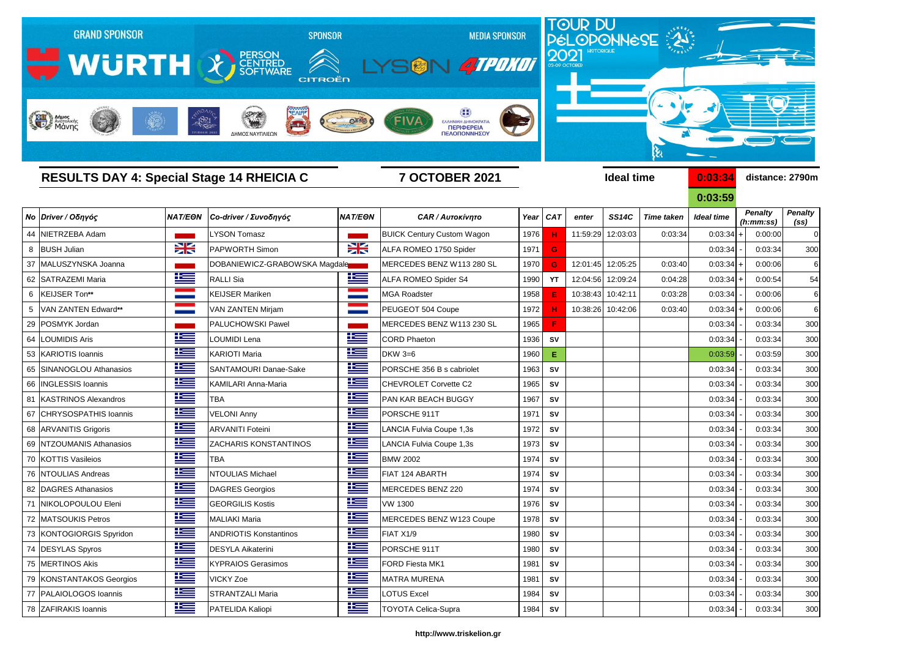GRAND SPONSOR WÜRTH — SPONSOR PERSON CENTRED SOFTWARE, CITROËN — MEDIA SPONSOR LYSON, 4TPOXOI

TOUR DU PÉLOPONNÈSE 2021 HISTORIQUE 03-09 OCTOBER

## RESULTS DAY 4: Special Stage 14 RHEICIA C

**7 OCTOBER 2021**

**Ideal time** 0:03:34 / 0:03:59 — **distance: 2790m**

| No | Driver / Οδηγός | NAT/ΕΘΝ | Co-driver / Συνοδηγός | NAT/ΕΘΝ | CAR / Αυτοκίνητο | Year | CAT | enter | SS14C | Time taken | Ideal time | | Penalty (h:mm:ss) | Penalty (ss) |
|---|---|---|---|---|---|---|---|---|---|---|---|---|---|---|
| 44 | NIETRZEBA Adam | | LYSON Tomasz | | BUICK Century Custom Wagon | 1976 | H | 11:59:29 | 12:03:03 | 0:03:34 | 0:03:34 | + | 0:00:00 | 0 |
| 8 | BUSH Julian | | PAPWORTH Simon | | ALFA ROMEO 1750 Spider | 1971 | G | | | | 0:03:34 | - | 0:03:34 | 300 |
| 37 | MALUSZYNSKA Joanna | | DOBANIEWICZ-GRABOWSKA Magdalena | | MERCEDES BENZ W113 280 SL | 1970 | G | 12:01:45 | 12:05:25 | 0:03:40 | 0:03:34 | + | 0:00:06 | 6 |
| 62 | SATRAZEMI Maria | | RALLI Sia | | ALFA ROMEO Spider S4 | 1990 | YT | 12:04:56 | 12:09:24 | 0:04:28 | 0:03:34 | + | 0:00:54 | 54 |
| 6 | KEIJSER Ton** | | KEIJSER Mariken | | MGA Roadster | 1958 | E | 10:38:43 | 10:42:11 | 0:03:28 | 0:03:34 | - | 0:00:06 | 6 |
| 5 | VAN ZANTEN Edward** | | VAN ZANTEN Mirjam | | PEUGEOT 504 Coupe | 1972 | H | 10:38:26 | 10:42:06 | 0:03:40 | 0:03:34 | + | 0:00:06 | 6 |
| 29 | POSMYK Jordan | | PALUCHOWSKI Pawel | | MERCEDES BENZ W113 230 SL | 1965 | F | | | | 0:03:34 | - | 0:03:34 | 300 |
| 64 | LOUMIDIS Aris | | LOUMIDI Lena | | CORD Phaeton | 1936 | SV | | | | 0:03:34 | - | 0:03:34 | 300 |
| 53 | KARIOTIS Ioannis | | KARIOTI Maria | | DKW 3=6 | 1960 | E | | | | 0:03:59 | - | 0:03:59 | 300 |
| 65 | SINANOGLOU Athanasios | | SANTAMOURI Danae-Sake | | PORSCHE 356 B s cabriolet | 1963 | SV | | | | 0:03:34 | - | 0:03:34 | 300 |
| 66 | INGLESSIS Ioannis | | KAMILARI Anna-Maria | | CHEVROLET Corvette C2 | 1965 | SV | | | | 0:03:34 | - | 0:03:34 | 300 |
| 81 | KASTRINOS Alexandros | | TBA | | PAN KAR BEACH BUGGY | 1967 | SV | | | | 0:03:34 | - | 0:03:34 | 300 |
| 67 | CHRYSOSPATHIS Ioannis | | VELONI Anny | | PORSCHE 911T | 1971 | SV | | | | 0:03:34 | - | 0:03:34 | 300 |
| 68 | ARVANITIS Grigoris | | ARVANITI Foteini | | LANCIA Fulvia Coupe 1,3s | 1972 | SV | | | | 0:03:34 | - | 0:03:34 | 300 |
| 69 | NTZOUMANIS Athanasios | | ZACHARIS KONSTANTINOS | | LANCIA Fulvia Coupe 1,3s | 1973 | SV | | | | 0:03:34 | - | 0:03:34 | 300 |
| 70 | KOTTIS Vasileios | | TBA | | BMW 2002 | 1974 | SV | | | | 0:03:34 | - | 0:03:34 | 300 |
| 76 | NTOULIAS Andreas | | NTOULIAS Michael | | FIAT 124 ABARTH | 1974 | SV | | | | 0:03:34 | - | 0:03:34 | 300 |
| 82 | DAGRES Athanasios | | DAGRES Georgios | | MERCEDES BENZ 220 | 1974 | SV | | | | 0:03:34 | - | 0:03:34 | 300 |
| 71 | NIKOLOPOULOU Eleni | | GEORGILIS Kostis | | VW 1300 | 1976 | SV | | | | 0:03:34 | - | 0:03:34 | 300 |
| 72 | MATSOUKIS Petros | | MALIAKI Maria | | MERCEDES BENZ W123 Coupe | 1978 | SV | | | | 0:03:34 | - | 0:03:34 | 300 |
| 73 | KONTOGIORGIS Spyridon | | ANDRIOTIS Konstantinos | | FIAT X1/9 | 1980 | SV | | | | 0:03:34 | - | 0:03:34 | 300 |
| 74 | DESYLAS Spyros | | DESYLA Aikaterini | | PORSCHE 911T | 1980 | SV | | | | 0:03:34 | - | 0:03:34 | 300 |
| 75 | MERTINOS Akis | | KYPRAIOS Gerasimos | | FORD Fiesta MK1 | 1981 | SV | | | | 0:03:34 | - | 0:03:34 | 300 |
| 79 | KONSTANTAKOS Georgios | | VICKY Zoe | | MATRA MURENA | 1981 | SV | | | | 0:03:34 | - | 0:03:34 | 300 |
| 77 | PALAIOLOGOS Ioannis | | STRANTZALI Maria | | LOTUS Excel | 1984 | SV | | | | 0:03:34 | - | 0:03:34 | 300 |
| 78 | ZAFIRAKIS Ioannis | | PATELIDA Kaliopi | | TOYOTA Celica-Supra | 1984 | SV | | | | 0:03:34 | - | 0:03:34 | 300 |

http://www.triskelion.gr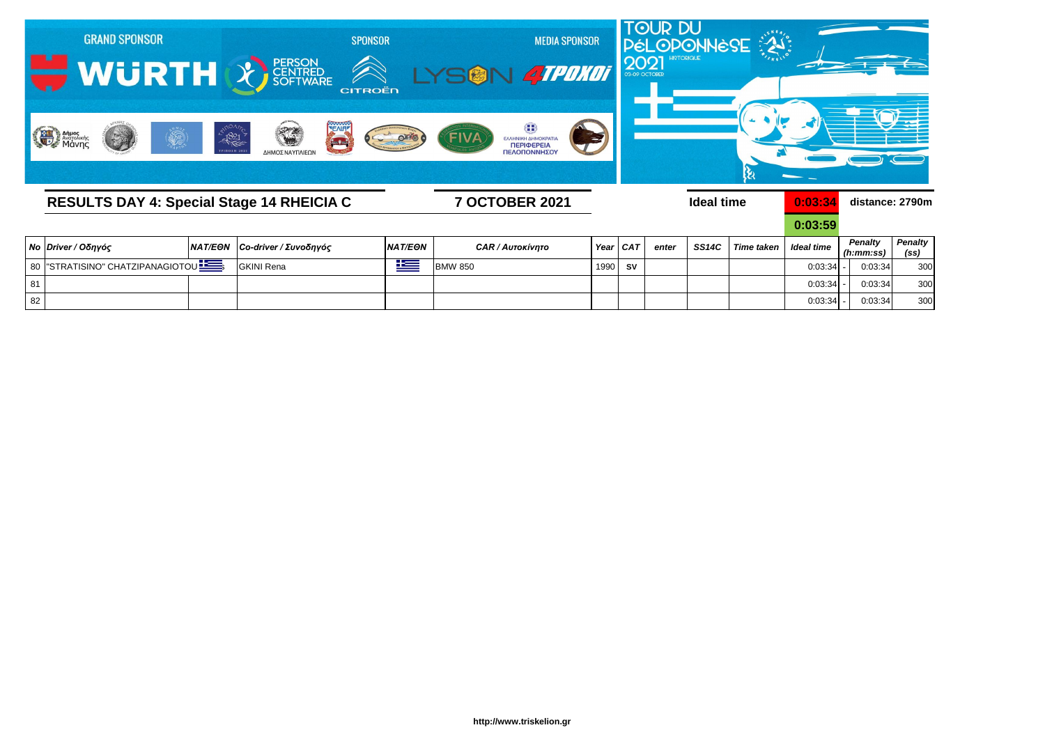GRAND SPONSOR WÜRTH PERSON CENTRED SOFTWARE

SPONSOR CITROËN

MEDIA SPONSOR LYSON 4TPOXOI

TOUR DU PÉLOPONNÈSE 2021 HISTORIQUE 03-09 OCTOBER

Δήμος Ανατολικής Μάνης

ΔΗΜΟΣ ΝΑΥΠΛΙΕΩΝ

FIVA

ΕΛΛΗΝΙΚΗ ΔΗΜΟΚΡΑΤΙΑ ΠΕΡΙΦΕΡΕΙΑ ΠΕΛΟΠΟΝΝΗΣΟΥ

## RESULTS DAY 4: Special Stage 14 RHEICIA C

**7 OCTOBER 2021**

**Ideal time** **0:03:34** **distance: 2790m**

**0:03:59**

| No | Driver / Οδηγός | NAT/ΕΘΝ | Co-driver / Συνοδηγός | NAT/ΕΘΝ | CAR / Αυτοκίνητο | Year | CAT | enter | SS14C | Time taken | Ideal time | | Penalty (h:mm:ss) | Penalty (ss) |
|---|---|---|---|---|---|---|---|---|---|---|---|---|---|---|
| 80 | "STRATISINO" CHATZIPANAGIOTOU | GR | GKINI Rena | GR | BMW 850 | 1990 | SV | | | | 0:03:34 | - | 0:03:34 | 300 |
| 81 | | | | | | | | | | | 0:03:34 | - | 0:03:34 | 300 |
| 82 | | | | | | | | | | | 0:03:34 | - | 0:03:34 | 300 |

http://www.triskelion.gr